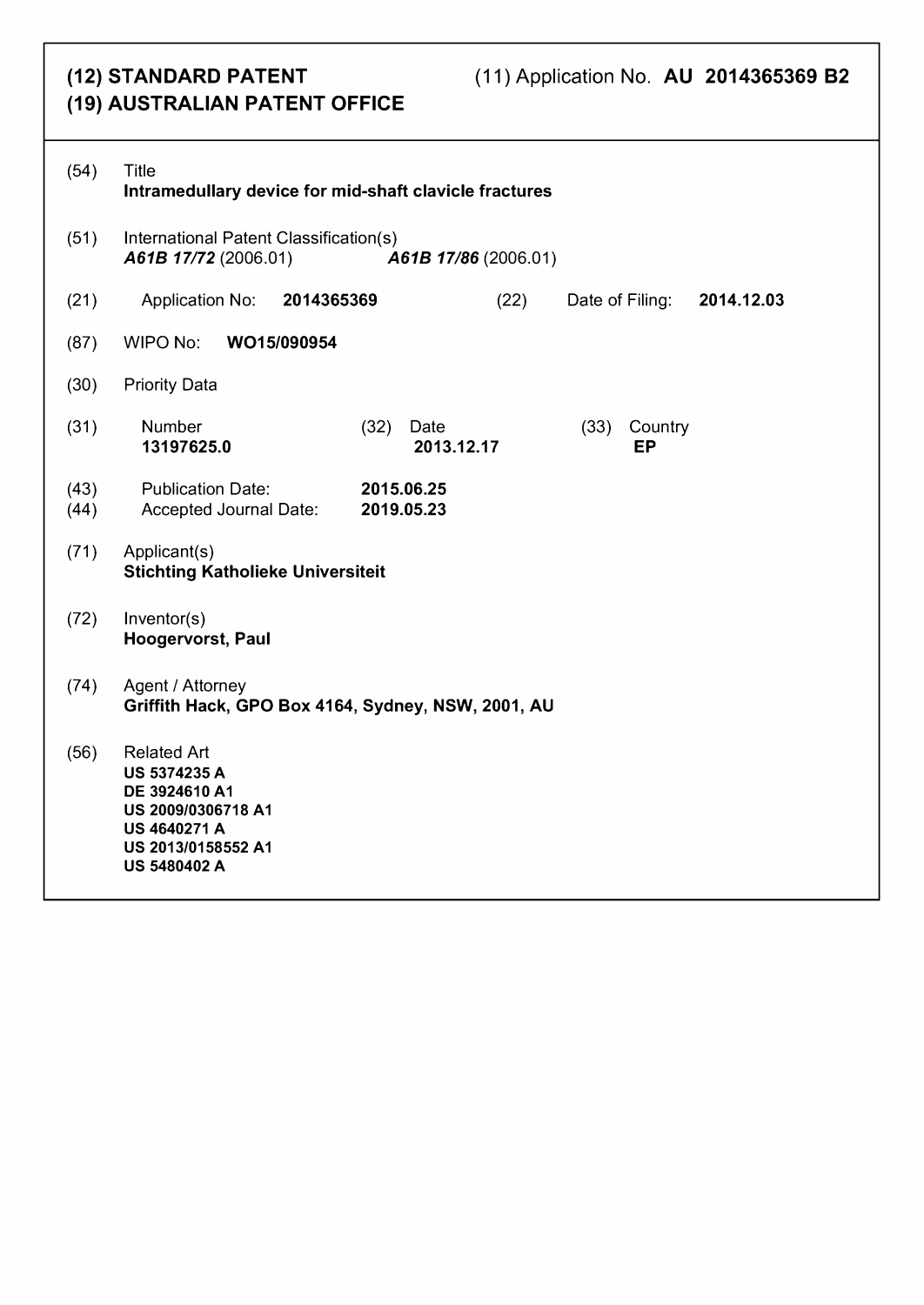**(12) STANDARD PATENT**
**(19) AUSTRALIAN PATENT OFFICE**

(11) Application No. **AU 2014365369 B2**

(54) Title
**Intramedullary device for mid-shaft clavicle fractures**

(51) International Patent Classification(s)
***A61B 17/72*** (2006.01) ***A61B 17/86*** (2006.01)

(21) Application No: **2014365369** (22) Date of Filing: **2014.12.03**

(87) WIPO No: **WO15/090954**

(30) Priority Data

| (31) Number | (32) Date | (33) Country |
|---|---|---|
| **13197625.0** | **2013.12.17** | **EP** |

(43) Publication Date: **2015.06.25**
(44) Accepted Journal Date: **2019.05.23**

(71) Applicant(s)
**Stichting Katholieke Universiteit**

(72) Inventor(s)
**Hoogervorst, Paul**

(74) Agent / Attorney
**Griffith Hack, GPO Box 4164, Sydney, NSW, 2001, AU**

(56) Related Art
**US 5374235 A**
**DE 3924610 A1**
**US 2009/0306718 A1**
**US 4640271 A**
**US 2013/0158552 A1**
**US 5480402 A**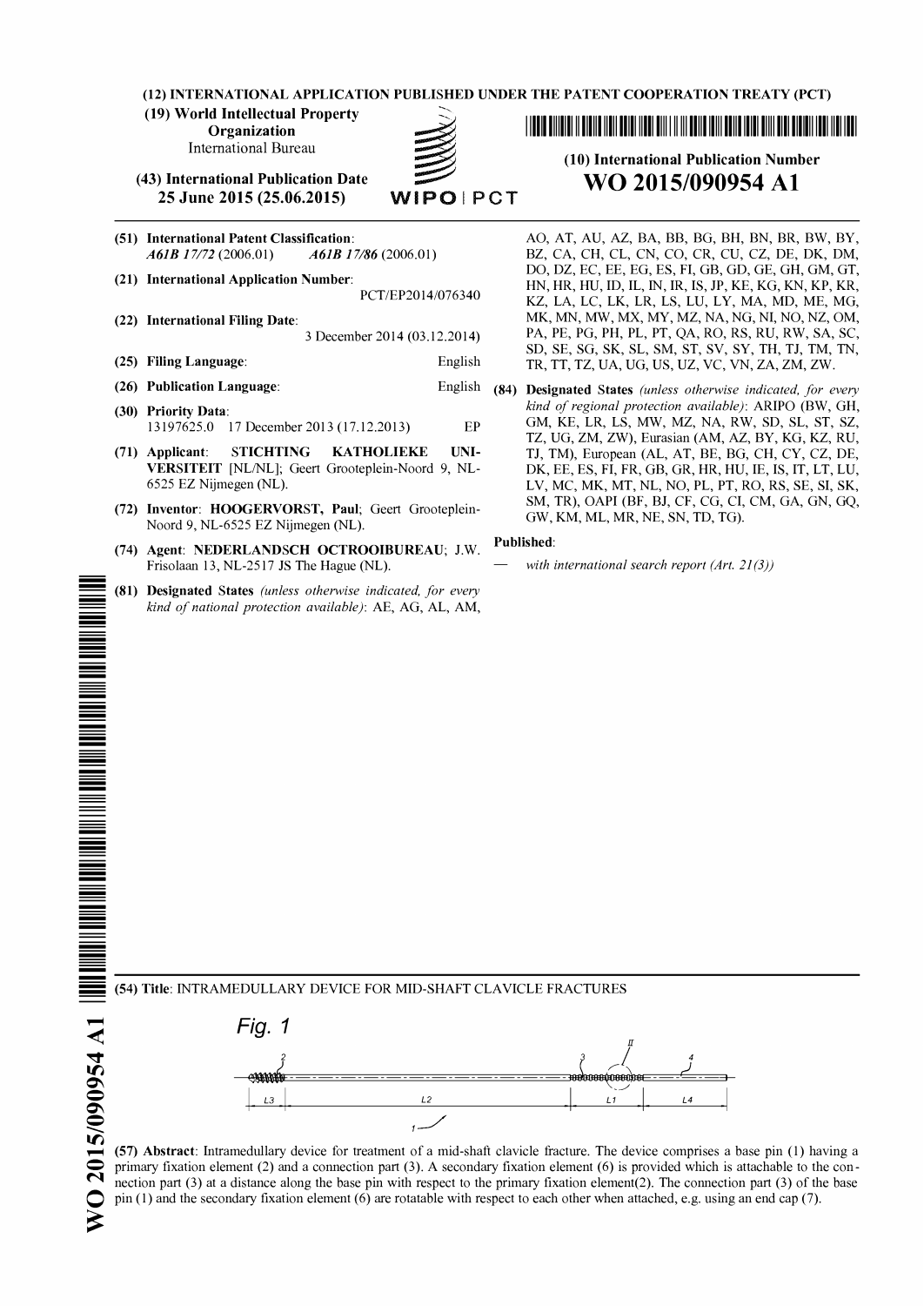(12) INTERNATIONAL APPLICATION PUBLISHED UNDER THE PATENT COOPERATION TREATY (PCT)

(19) World Intellectual Property Organization
International Bureau

(43) International Publication Date
25 June 2015 (25.06.2015)

WIPO | PCT

(10) International Publication Number
**WO 2015/090954 A1**

(51) **International Patent Classification**:
*A61B 17/72* (2006.01) *A61B 17/86* (2006.01)

(21) **International Application Number**:
PCT/EP2014/076340

(22) **International Filing Date**:
3 December 2014 (03.12.2014)

(25) **Filing Language**: English

(26) **Publication Language**: English

(30) **Priority Data**:
13197625.0 17 December 2013 (17.12.2013) EP

(71) **Applicant**: **STICHTING KATHOLIEKE UNIVERSITEIT** [NL/NL]; Geert Grooteplein-Noord 9, NL-6525 EZ Nijmegen (NL).

(72) **Inventor**: **HOOGERVORST, Paul**; Geert Grooteplein-Noord 9, NL-6525 EZ Nijmegen (NL).

(74) **Agent**: **NEDERLANDSCH OCTROOIBUREAU**; J.W. Frisolaan 13, NL-2517 JS The Hague (NL).

(81) **Designated States** *(unless otherwise indicated, for every kind of national protection available)*: AE, AG, AL, AM, AO, AT, AU, AZ, BA, BB, BG, BH, BN, BR, BW, BY, BZ, CA, CH, CL, CN, CO, CR, CU, CZ, DE, DK, DM, DO, DZ, EC, EE, EG, ES, FI, GB, GD, GE, GH, GM, GT, HN, HR, HU, ID, IL, IN, IR, IS, JP, KE, KG, KN, KP, KR, KZ, LA, LC, LK, LR, LS, LU, LY, MA, MD, ME, MG, MK, MN, MW, MX, MY, MZ, NA, NG, NI, NO, NZ, OM, PA, PE, PG, PH, PL, PT, QA, RO, RS, RU, RW, SA, SC, SD, SE, SG, SK, SL, SM, ST, SV, SY, TH, TJ, TM, TN, TR, TT, TZ, UA, UG, US, UZ, VC, VN, ZA, ZM, ZW.

(84) **Designated States** *(unless otherwise indicated, for every kind of regional protection available)*: ARIPO (BW, GH, GM, KE, LR, LS, MW, MZ, NA, RW, SD, SL, ST, SZ, TZ, UG, ZM, ZW), Eurasian (AM, AZ, BY, KG, KZ, RU, TJ, TM), European (AL, AT, BE, BG, CH, CY, CZ, DE, DK, EE, ES, FI, FR, GB, GR, HR, HU, IE, IS, IT, LT, LU, LV, MC, MK, MT, NL, NO, PL, PT, RO, RS, SE, SI, SK, SM, TR), OAPI (BF, BJ, CF, CG, CI, CM, GA, GN, GQ, GW, KM, ML, MR, NE, SN, TD, TG).

**Published**:
— *with international search report (Art. 21(3))*

(54) **Title**: INTRAMEDULLARY DEVICE FOR MID-SHAFT CLAVICLE FRACTURES

*Fig. 1*

(57) **Abstract**: Intramedullary device for treatment of a mid-shaft clavicle fracture. The device comprises a base pin (1) having a primary fixation element (2) and a connection part (3). A secondary fixation element (6) is provided which is attachable to the connection part (3) at a distance along the base pin with respect to the primary fixation element(2). The connection part (3) of the base pin (1) and the secondary fixation element (6) are rotatable with respect to each other when attached, e.g. using an end cap (7).

WO 2015/090954 A1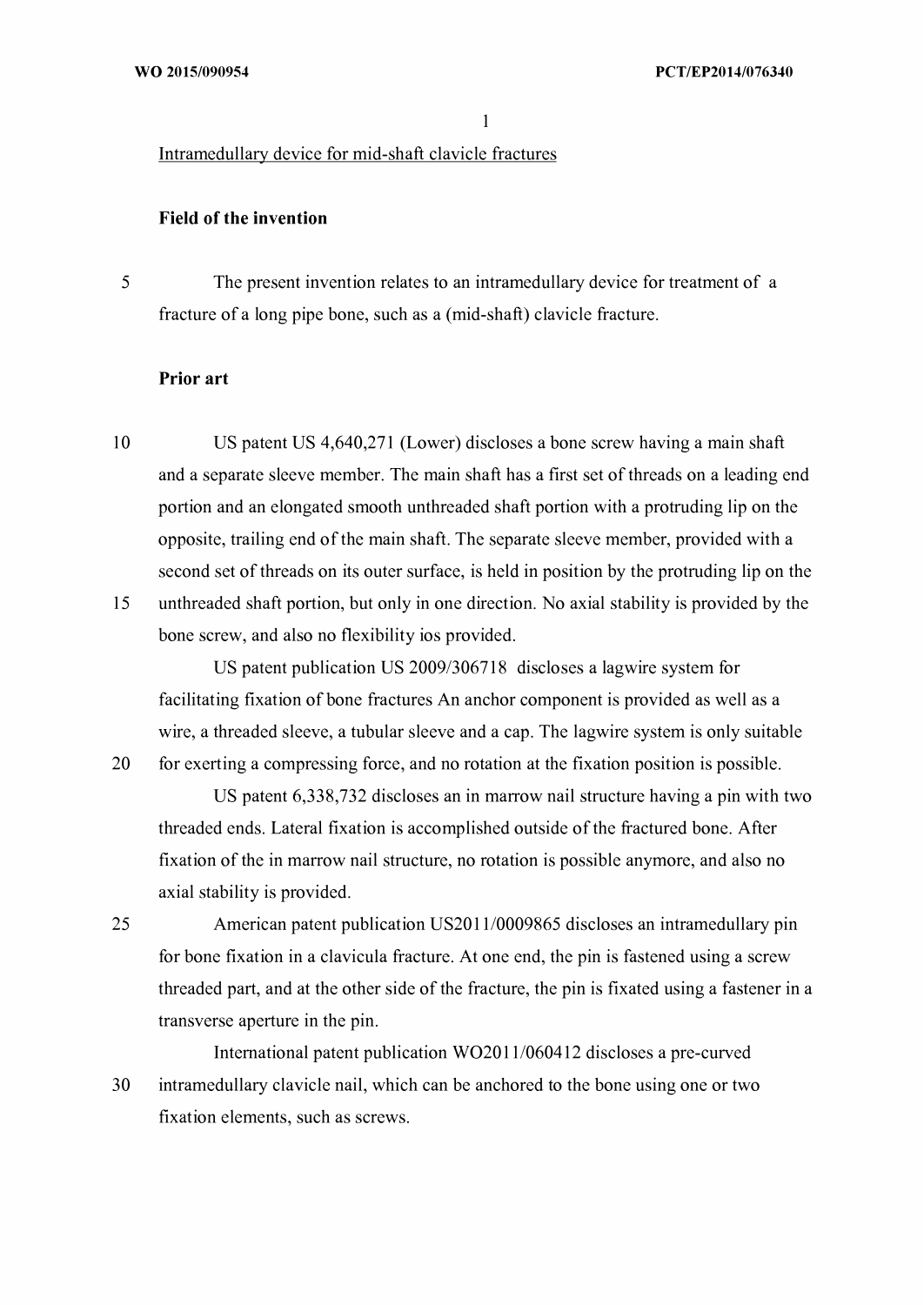Intramedullary device for mid-shaft clavicle fractures

## Field of the invention

The present invention relates to an intramedullary device for treatment of a fracture of a long pipe bone, such as a (mid-shaft) clavicle fracture.

## Prior art

US patent US 4,640,271 (Lower) discloses a bone screw having a main shaft and a separate sleeve member. The main shaft has a first set of threads on a leading end portion and an elongated smooth unthreaded shaft portion with a protruding lip on the opposite, trailing end of the main shaft. The separate sleeve member, provided with a second set of threads on its outer surface, is held in position by the protruding lip on the unthreaded shaft portion, but only in one direction. No axial stability is provided by the bone screw, and also no flexibility ios provided.

US patent publication US 2009/306718 discloses a lagwire system for facilitating fixation of bone fractures An anchor component is provided as well as a wire, a threaded sleeve, a tubular sleeve and a cap. The lagwire system is only suitable for exerting a compressing force, and no rotation at the fixation position is possible.

US patent 6,338,732 discloses an in marrow nail structure having a pin with two threaded ends. Lateral fixation is accomplished outside of the fractured bone. After fixation of the in marrow nail structure, no rotation is possible anymore, and also no axial stability is provided.

American patent publication US2011/0009865 discloses an intramedullary pin for bone fixation in a clavicula fracture. At one end, the pin is fastened using a screw threaded part, and at the other side of the fracture, the pin is fixated using a fastener in a transverse aperture in the pin.

International patent publication WO2011/060412 discloses a pre-curved intramedullary clavicle nail, which can be anchored to the bone using one or two fixation elements, such as screws.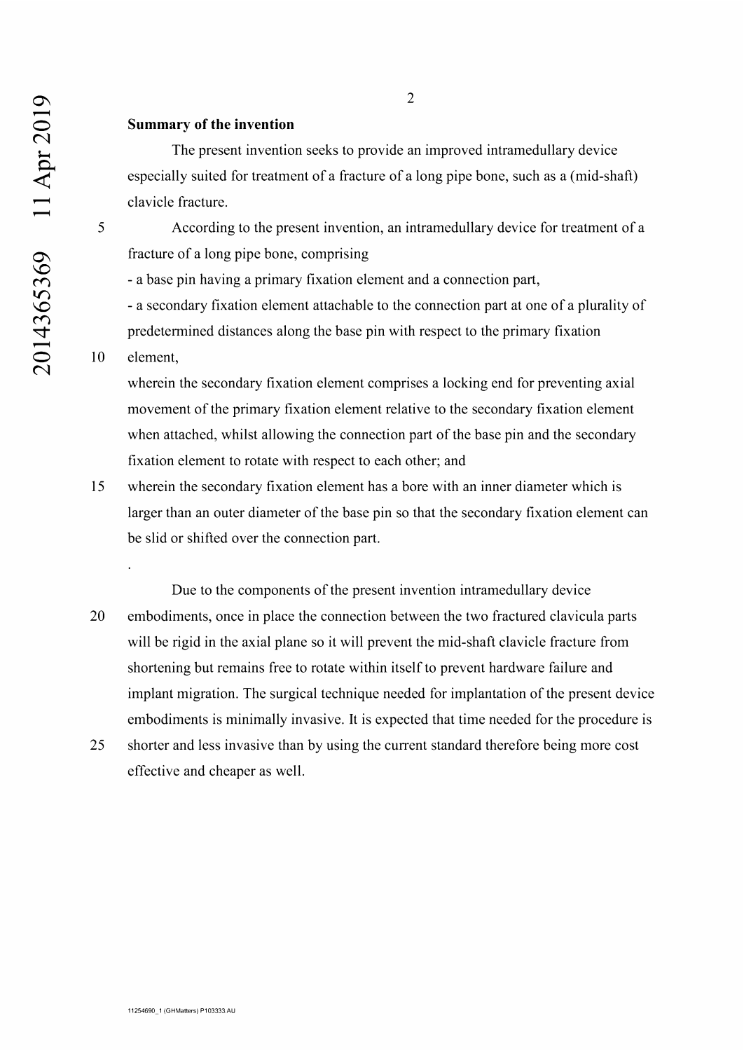**Summary of the invention**

The present invention seeks to provide an improved intramedullary device especially suited for treatment of a fracture of a long pipe bone, such as a (mid-shaft) clavicle fracture.

According to the present invention, an intramedullary device for treatment of a fracture of a long pipe bone, comprising

- a base pin having a primary fixation element and a connection part,
- a secondary fixation element attachable to the connection part at one of a plurality of predetermined distances along the base pin with respect to the primary fixation element,

wherein the secondary fixation element comprises a locking end for preventing axial movement of the primary fixation element relative to the secondary fixation element when attached, whilst allowing the connection part of the base pin and the secondary fixation element to rotate with respect to each other; and wherein the secondary fixation element has a bore with an inner diameter which is larger than an outer diameter of the base pin so that the secondary fixation element can be slid or shifted over the connection part.

.

Due to the components of the present invention intramedullary device embodiments, once in place the connection between the two fractured clavicula parts will be rigid in the axial plane so it will prevent the mid-shaft clavicle fracture from shortening but remains free to rotate within itself to prevent hardware failure and implant migration. The surgical technique needed for implantation of the present device embodiments is minimally invasive. It is expected that time needed for the procedure is shorter and less invasive than by using the current standard therefore being more cost effective and cheaper as well.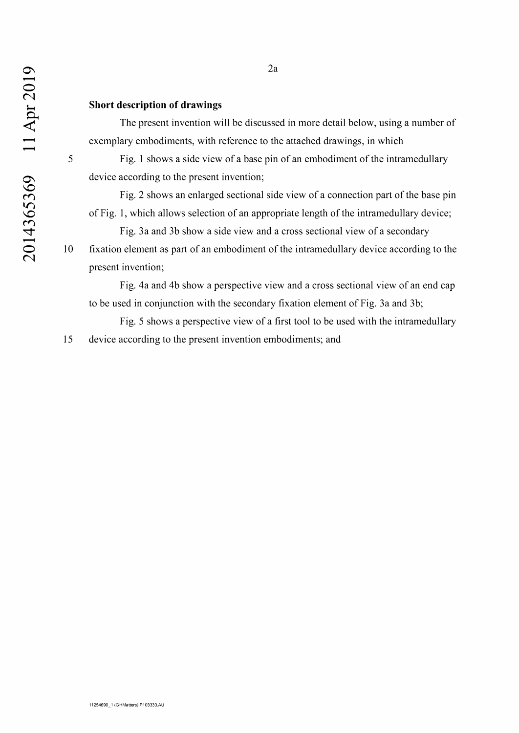## Short description of drawings

The present invention will be discussed in more detail below, using a number of exemplary embodiments, with reference to the attached drawings, in which

Fig. 1 shows a side view of a base pin of an embodiment of the intramedullary device according to the present invention;

Fig. 2 shows an enlarged sectional side view of a connection part of the base pin of Fig. 1, which allows selection of an appropriate length of the intramedullary device;

Fig. 3a and 3b show a side view and a cross sectional view of a secondary fixation element as part of an embodiment of the intramedullary device according to the present invention;

Fig. 4a and 4b show a perspective view and a cross sectional view of an end cap to be used in conjunction with the secondary fixation element of Fig. 3a and 3b;

Fig. 5 shows a perspective view of a first tool to be used with the intramedullary device according to the present invention embodiments; and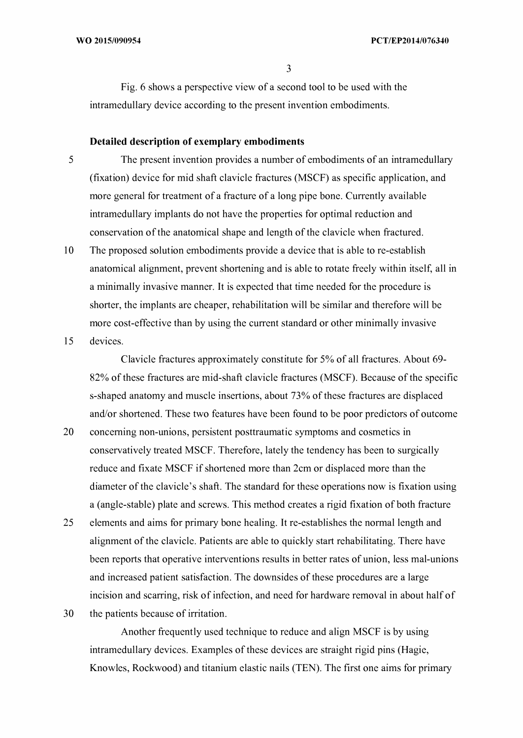Fig. 6 shows a perspective view of a second tool to be used with the intramedullary device according to the present invention embodiments.

**Detailed description of exemplary embodiments**

The present invention provides a number of embodiments of an intramedullary (fixation) device for mid shaft clavicle fractures (MSCF) as specific application, and more general for treatment of a fracture of a long pipe bone. Currently available intramedullary implants do not have the properties for optimal reduction and conservation of the anatomical shape and length of the clavicle when fractured. The proposed solution embodiments provide a device that is able to re-establish anatomical alignment, prevent shortening and is able to rotate freely within itself, all in a minimally invasive manner. It is expected that time needed for the procedure is shorter, the implants are cheaper, rehabilitation will be similar and therefore will be more cost-effective than by using the current standard or other minimally invasive devices.

Clavicle fractures approximately constitute for 5% of all fractures. About 69-82% of these fractures are mid-shaft clavicle fractures (MSCF). Because of the specific s-shaped anatomy and muscle insertions, about 73% of these fractures are displaced and/or shortened. These two features have been found to be poor predictors of outcome concerning non-unions, persistent posttraumatic symptoms and cosmetics in conservatively treated MSCF. Therefore, lately the tendency has been to surgically reduce and fixate MSCF if shortened more than 2cm or displaced more than the diameter of the clavicle's shaft. The standard for these operations now is fixation using a (angle-stable) plate and screws. This method creates a rigid fixation of both fracture elements and aims for primary bone healing. It re-establishes the normal length and alignment of the clavicle. Patients are able to quickly start rehabilitating. There have been reports that operative interventions results in better rates of union, less mal-unions and increased patient satisfaction. The downsides of these procedures are a large incision and scarring, risk of infection, and need for hardware removal in about half of the patients because of irritation.

Another frequently used technique to reduce and align MSCF is by using intramedullary devices. Examples of these devices are straight rigid pins (Hagie, Knowles, Rockwood) and titanium elastic nails (TEN). The first one aims for primary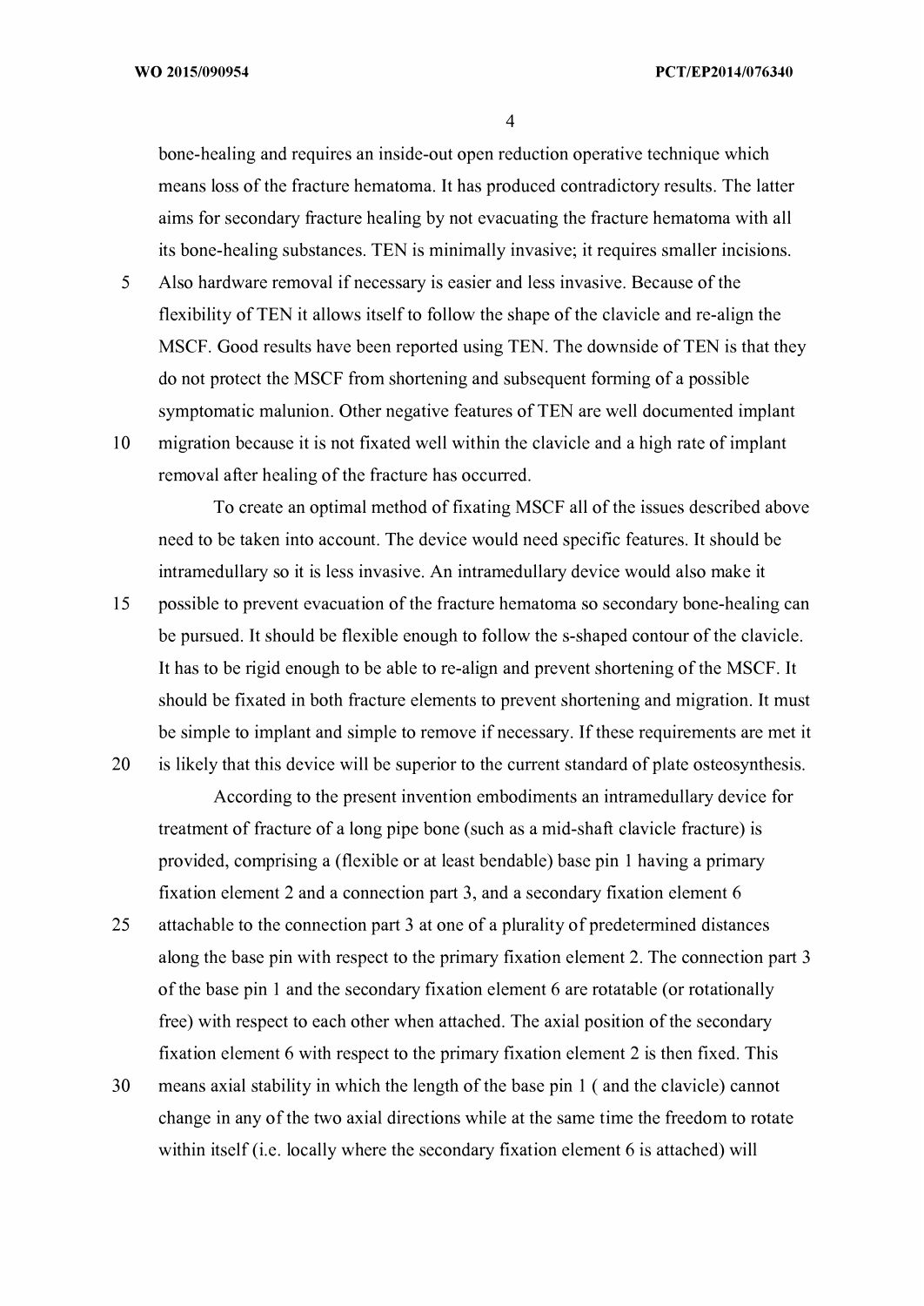bone-healing and requires an inside-out open reduction operative technique which means loss of the fracture hematoma. It has produced contradictory results. The latter aims for secondary fracture healing by not evacuating the fracture hematoma with all its bone-healing substances. TEN is minimally invasive; it requires smaller incisions. Also hardware removal if necessary is easier and less invasive. Because of the flexibility of TEN it allows itself to follow the shape of the clavicle and re-align the MSCF. Good results have been reported using TEN. The downside of TEN is that they do not protect the MSCF from shortening and subsequent forming of a possible symptomatic malunion. Other negative features of TEN are well documented implant migration because it is not fixated well within the clavicle and a high rate of implant removal after healing of the fracture has occurred.

To create an optimal method of fixating MSCF all of the issues described above need to be taken into account. The device would need specific features. It should be intramedullary so it is less invasive. An intramedullary device would also make it possible to prevent evacuation of the fracture hematoma so secondary bone-healing can be pursued. It should be flexible enough to follow the s-shaped contour of the clavicle. It has to be rigid enough to be able to re-align and prevent shortening of the MSCF. It should be fixated in both fracture elements to prevent shortening and migration. It must be simple to implant and simple to remove if necessary. If these requirements are met it is likely that this device will be superior to the current standard of plate osteosynthesis.

According to the present invention embodiments an intramedullary device for treatment of fracture of a long pipe bone (such as a mid-shaft clavicle fracture) is provided, comprising a (flexible or at least bendable) base pin 1 having a primary fixation element 2 and a connection part 3, and a secondary fixation element 6 attachable to the connection part 3 at one of a plurality of predetermined distances along the base pin with respect to the primary fixation element 2. The connection part 3 of the base pin 1 and the secondary fixation element 6 are rotatable (or rotationally free) with respect to each other when attached. The axial position of the secondary fixation element 6 with respect to the primary fixation element 2 is then fixed. This means axial stability in which the length of the base pin 1 ( and the clavicle) cannot change in any of the two axial directions while at the same time the freedom to rotate within itself (i.e. locally where the secondary fixation element 6 is attached) will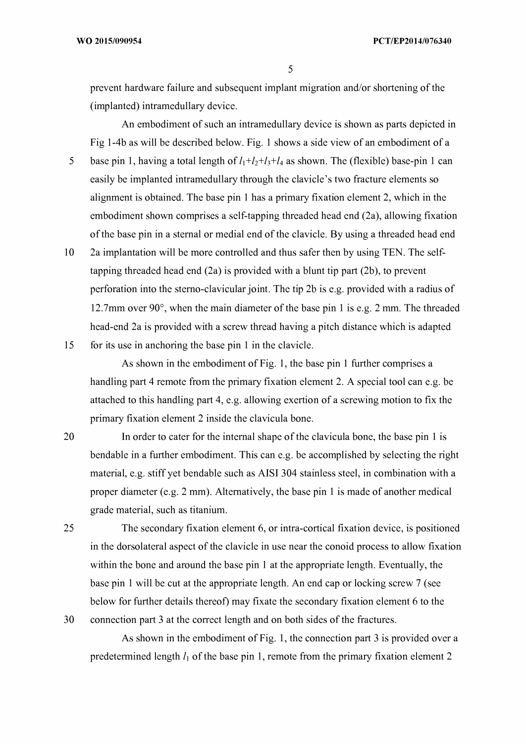prevent hardware failure and subsequent implant migration and/or shortening of the (implanted) intramedullary device.

An embodiment of such an intramedullary device is shown as parts depicted in Fig 1-4b as will be described below. Fig. 1 shows a side view of an embodiment of a base pin 1, having a total length of $l_1+l_2+l_3+l_4$ as shown. The (flexible) base-pin 1 can easily be implanted intramedullary through the clavicle's two fracture elements so alignment is obtained. The base pin 1 has a primary fixation element 2, which in the embodiment shown comprises a self-tapping threaded head end (2a), allowing fixation of the base pin in a sternal or medial end of the clavicle. By using a threaded head end 2a implantation will be more controlled and thus safer then by using TEN. The self-tapping threaded head end (2a) is provided with a blunt tip part (2b), to prevent perforation into the sterno-clavicular joint. The tip 2b is e.g. provided with a radius of 12.7mm over 90°, when the main diameter of the base pin 1 is e.g. 2 mm. The threaded head-end 2a is provided with a screw thread having a pitch distance which is adapted for its use in anchoring the base pin 1 in the clavicle.

As shown in the embodiment of Fig. 1, the base pin 1 further comprises a handling part 4 remote from the primary fixation element 2. A special tool can e.g. be attached to this handling part 4, e.g. allowing exertion of a screwing motion to fix the primary fixation element 2 inside the clavicula bone.

In order to cater for the internal shape of the clavicula bone, the base pin 1 is bendable in a further embodiment. This can e.g. be accomplished by selecting the right material, e.g. stiff yet bendable such as AISI 304 stainless steel, in combination with a proper diameter (e.g. 2 mm). Alternatively, the base pin 1 is made of another medical grade material, such as titanium.

The secondary fixation element 6, or intra-cortical fixation device, is positioned in the dorsolateral aspect of the clavicle in use near the conoid process to allow fixation within the bone and around the base pin 1 at the appropriate length. Eventually, the base pin 1 will be cut at the appropriate length. An end cap or locking screw 7 (see below for further details thereof) may fixate the secondary fixation element 6 to the connection part 3 at the correct length and on both sides of the fractures.

As shown in the embodiment of Fig. 1, the connection part 3 is provided over a predetermined length $l_1$ of the base pin 1, remote from the primary fixation element 2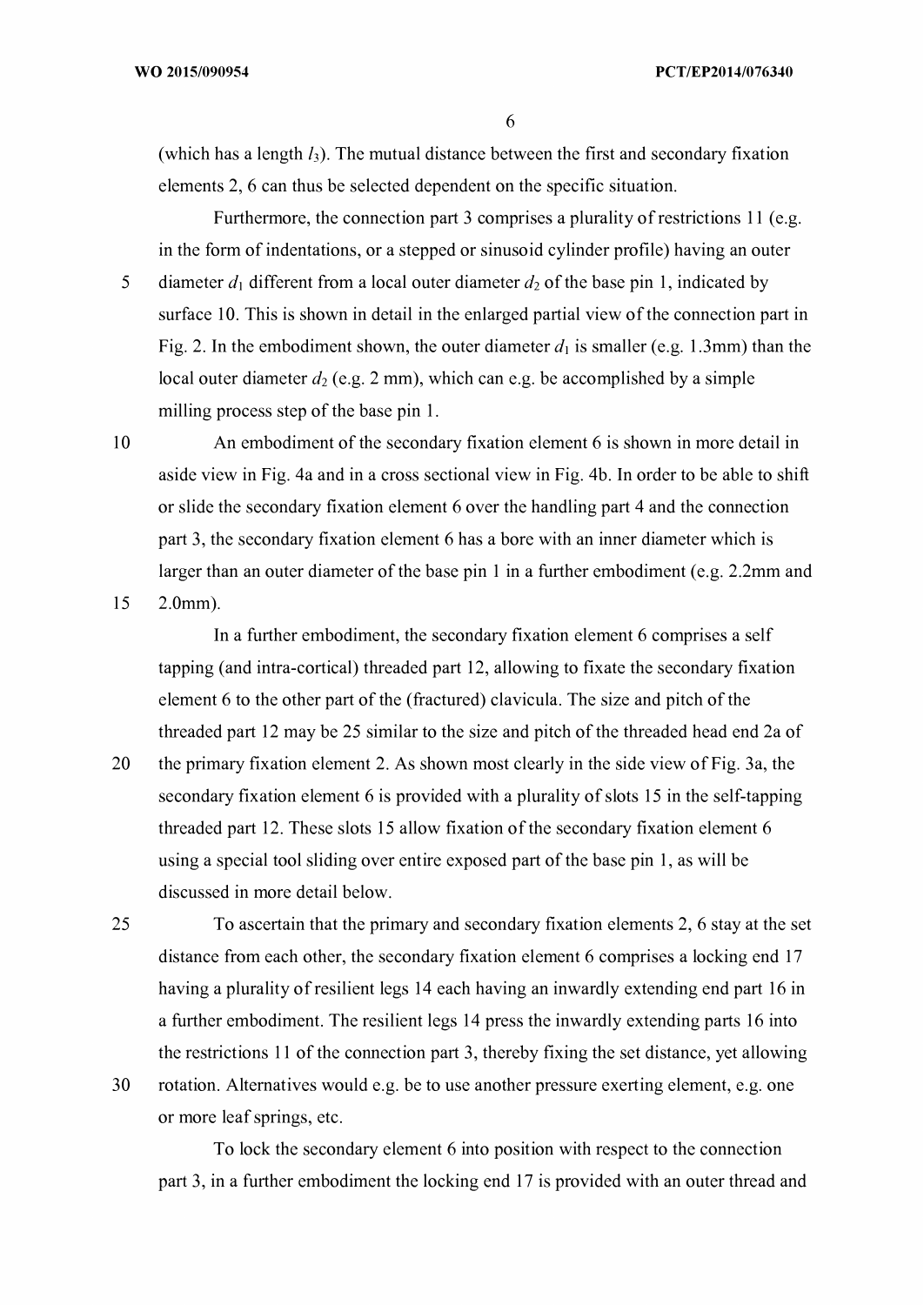(which has a length $l_3$). The mutual distance between the first and secondary fixation elements 2, 6 can thus be selected dependent on the specific situation.

Furthermore, the connection part 3 comprises a plurality of restrictions 11 (e.g. in the form of indentations, or a stepped or sinusoid cylinder profile) having an outer diameter $d_1$ different from a local outer diameter $d_2$ of the base pin 1, indicated by surface 10. This is shown in detail in the enlarged partial view of the connection part in Fig. 2. In the embodiment shown, the outer diameter $d_1$ is smaller (e.g. 1.3mm) than the local outer diameter $d_2$ (e.g. 2 mm), which can e.g. be accomplished by a simple milling process step of the base pin 1.

An embodiment of the secondary fixation element 6 is shown in more detail in aside view in Fig. 4a and in a cross sectional view in Fig. 4b. In order to be able to shift or slide the secondary fixation element 6 over the handling part 4 and the connection part 3, the secondary fixation element 6 has a bore with an inner diameter which is larger than an outer diameter of the base pin 1 in a further embodiment (e.g. 2.2mm and 2.0mm).

In a further embodiment, the secondary fixation element 6 comprises a self tapping (and intra-cortical) threaded part 12, allowing to fixate the secondary fixation element 6 to the other part of the (fractured) clavicula. The size and pitch of the threaded part 12 may be 25 similar to the size and pitch of the threaded head end 2a of the primary fixation element 2. As shown most clearly in the side view of Fig. 3a, the secondary fixation element 6 is provided with a plurality of slots 15 in the self-tapping threaded part 12. These slots 15 allow fixation of the secondary fixation element 6 using a special tool sliding over entire exposed part of the base pin 1, as will be discussed in more detail below.

To ascertain that the primary and secondary fixation elements 2, 6 stay at the set distance from each other, the secondary fixation element 6 comprises a locking end 17 having a plurality of resilient legs 14 each having an inwardly extending end part 16 in a further embodiment. The resilient legs 14 press the inwardly extending parts 16 into the restrictions 11 of the connection part 3, thereby fixing the set distance, yet allowing rotation. Alternatives would e.g. be to use another pressure exerting element, e.g. one or more leaf springs, etc.

To lock the secondary element 6 into position with respect to the connection part 3, in a further embodiment the locking end 17 is provided with an outer thread and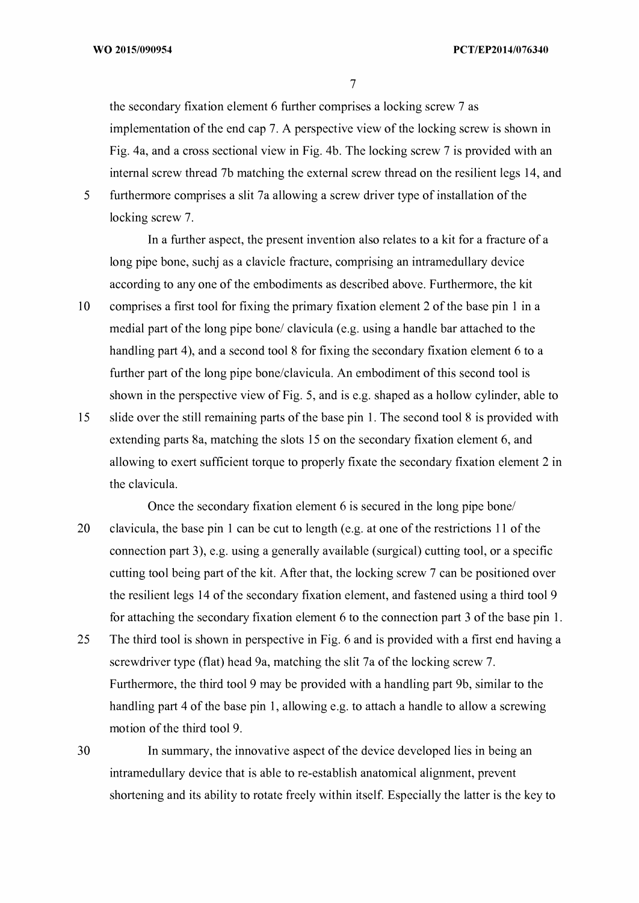the secondary fixation element 6 further comprises a locking screw 7 as implementation of the end cap 7. A perspective view of the locking screw is shown in Fig. 4a, and a cross sectional view in Fig. 4b. The locking screw 7 is provided with an internal screw thread 7b matching the external screw thread on the resilient legs 14, and furthermore comprises a slit 7a allowing a screw driver type of installation of the locking screw 7.

In a further aspect, the present invention also relates to a kit for a fracture of a long pipe bone, suchj as a clavicle fracture, comprising an intramedullary device according to any one of the embodiments as described above. Furthermore, the kit comprises a first tool for fixing the primary fixation element 2 of the base pin 1 in a medial part of the long pipe bone/ clavicula (e.g. using a handle bar attached to the handling part 4), and a second tool 8 for fixing the secondary fixation element 6 to a further part of the long pipe bone/clavicula. An embodiment of this second tool is shown in the perspective view of Fig. 5, and is e.g. shaped as a hollow cylinder, able to slide over the still remaining parts of the base pin 1. The second tool 8 is provided with extending parts 8a, matching the slots 15 on the secondary fixation element 6, and allowing to exert sufficient torque to properly fixate the secondary fixation element 2 in the clavicula.

Once the secondary fixation element 6 is secured in the long pipe bone/ clavicula, the base pin 1 can be cut to length (e.g. at one of the restrictions 11 of the connection part 3), e.g. using a generally available (surgical) cutting tool, or a specific cutting tool being part of the kit. After that, the locking screw 7 can be positioned over the resilient legs 14 of the secondary fixation element, and fastened using a third tool 9 for attaching the secondary fixation element 6 to the connection part 3 of the base pin 1. The third tool is shown in perspective in Fig. 6 and is provided with a first end having a screwdriver type (flat) head 9a, matching the slit 7a of the locking screw 7. Furthermore, the third tool 9 may be provided with a handling part 9b, similar to the handling part 4 of the base pin 1, allowing e.g. to attach a handle to allow a screwing motion of the third tool 9.

In summary, the innovative aspect of the device developed lies in being an intramedullary device that is able to re-establish anatomical alignment, prevent shortening and its ability to rotate freely within itself. Especially the latter is the key to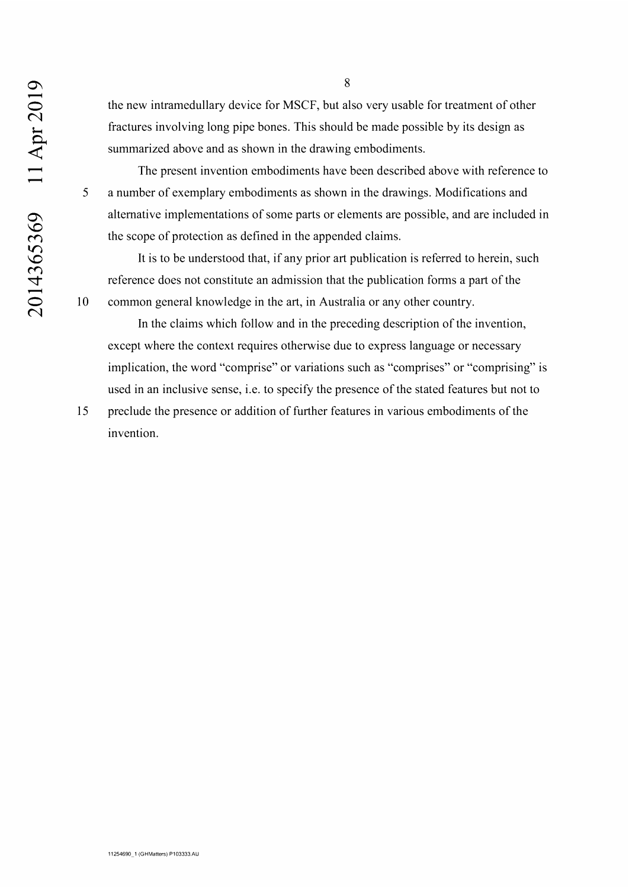the new intramedullary device for MSCF, but also very usable for treatment of other fractures involving long pipe bones. This should be made possible by its design as summarized above and as shown in the drawing embodiments.

The present invention embodiments have been described above with reference to a number of exemplary embodiments as shown in the drawings. Modifications and alternative implementations of some parts or elements are possible, and are included in the scope of protection as defined in the appended claims.

It is to be understood that, if any prior art publication is referred to herein, such reference does not constitute an admission that the publication forms a part of the common general knowledge in the art, in Australia or any other country.

In the claims which follow and in the preceding description of the invention, except where the context requires otherwise due to express language or necessary implication, the word "comprise" or variations such as "comprises" or "comprising" is used in an inclusive sense, i.e. to specify the presence of the stated features but not to preclude the presence or addition of further features in various embodiments of the invention.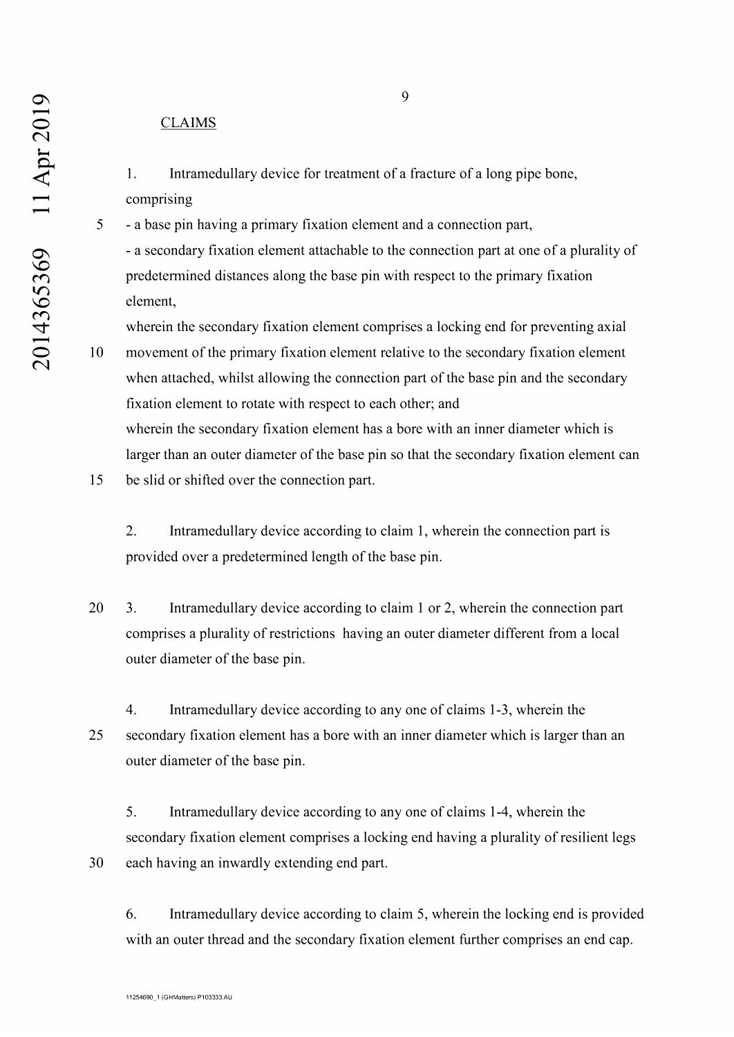## CLAIMS

1. Intramedullary device for treatment of a fracture of a long pipe bone, comprising
- a base pin having a primary fixation element and a connection part,
- a secondary fixation element attachable to the connection part at one of a plurality of predetermined distances along the base pin with respect to the primary fixation element,

wherein the secondary fixation element comprises a locking end for preventing axial movement of the primary fixation element relative to the secondary fixation element when attached, whilst allowing the connection part of the base pin and the secondary fixation element to rotate with respect to each other; and
wherein the secondary fixation element has a bore with an inner diameter which is larger than an outer diameter of the base pin so that the secondary fixation element can be slid or shifted over the connection part.

2. Intramedullary device according to claim 1, wherein the connection part is provided over a predetermined length of the base pin.

3. Intramedullary device according to claim 1 or 2, wherein the connection part comprises a plurality of restrictions having an outer diameter different from a local outer diameter of the base pin.

4. Intramedullary device according to any one of claims 1-3, wherein the secondary fixation element has a bore with an inner diameter which is larger than an outer diameter of the base pin.

5. Intramedullary device according to any one of claims 1-4, wherein the secondary fixation element comprises a locking end having a plurality of resilient legs each having an inwardly extending end part.

6. Intramedullary device according to claim 5, wherein the locking end is provided with an outer thread and the secondary fixation element further comprises an end cap.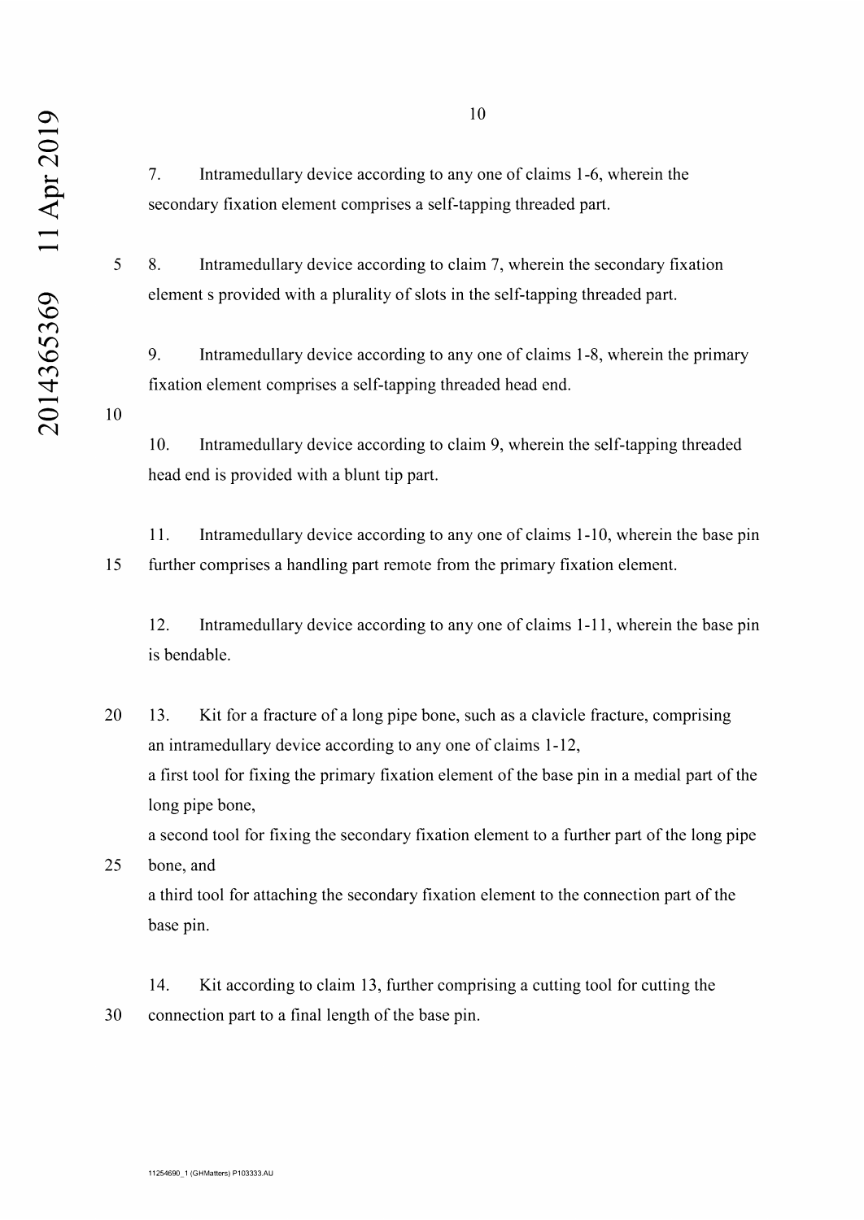7. Intramedullary device according to any one of claims 1-6, wherein the secondary fixation element comprises a self-tapping threaded part.

8. Intramedullary device according to claim 7, wherein the secondary fixation element s provided with a plurality of slots in the self-tapping threaded part.

9. Intramedullary device according to any one of claims 1-8, wherein the primary fixation element comprises a self-tapping threaded head end.

10. Intramedullary device according to claim 9, wherein the self-tapping threaded head end is provided with a blunt tip part.

11. Intramedullary device according to any one of claims 1-10, wherein the base pin further comprises a handling part remote from the primary fixation element.

12. Intramedullary device according to any one of claims 1-11, wherein the base pin is bendable.

13. Kit for a fracture of a long pipe bone, such as a clavicle fracture, comprising
an intramedullary device according to any one of claims 1-12,
a first tool for fixing the primary fixation element of the base pin in a medial part of the long pipe bone,
a second tool for fixing the secondary fixation element to a further part of the long pipe bone, and
a third tool for attaching the secondary fixation element to the connection part of the base pin.

14. Kit according to claim 13, further comprising a cutting tool for cutting the connection part to a final length of the base pin.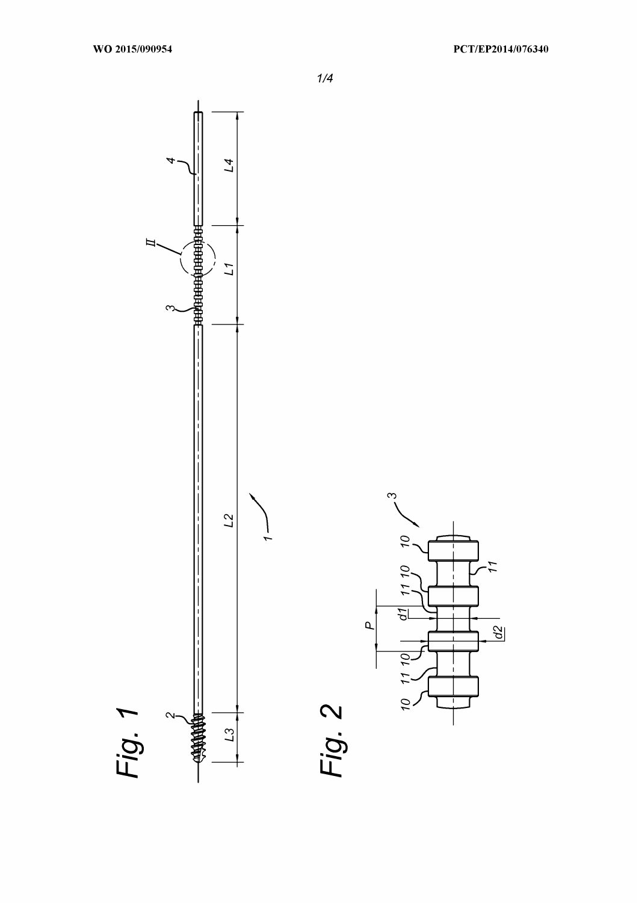Fig. 1

Fig. 2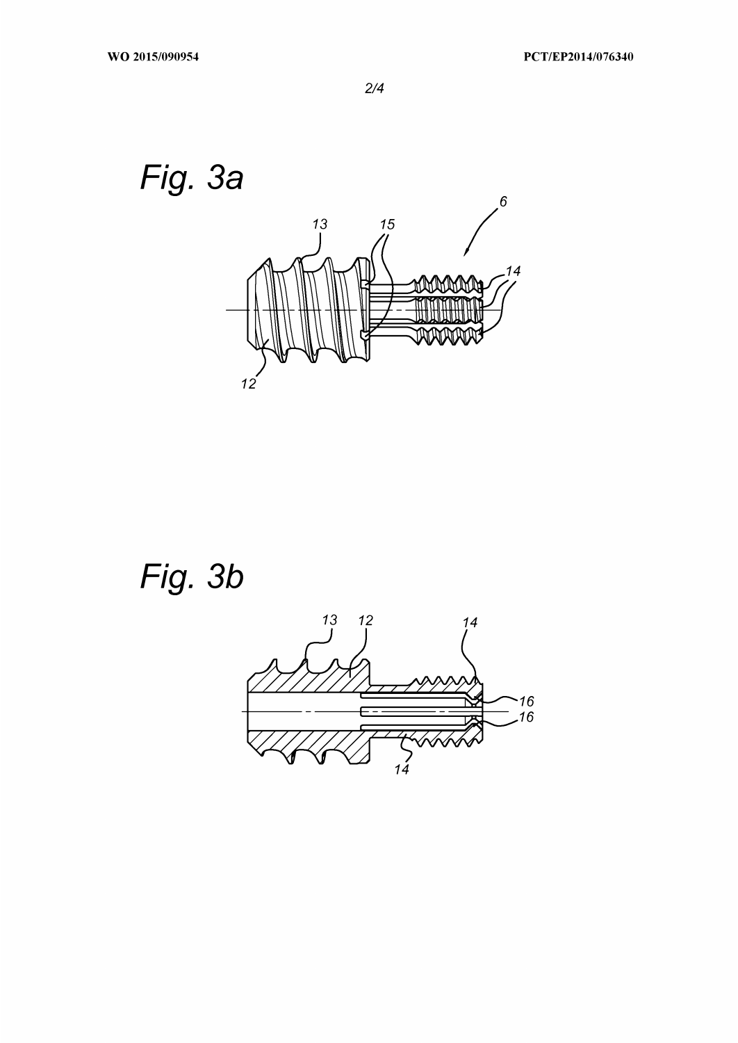Fig. 3a

Fig. 3b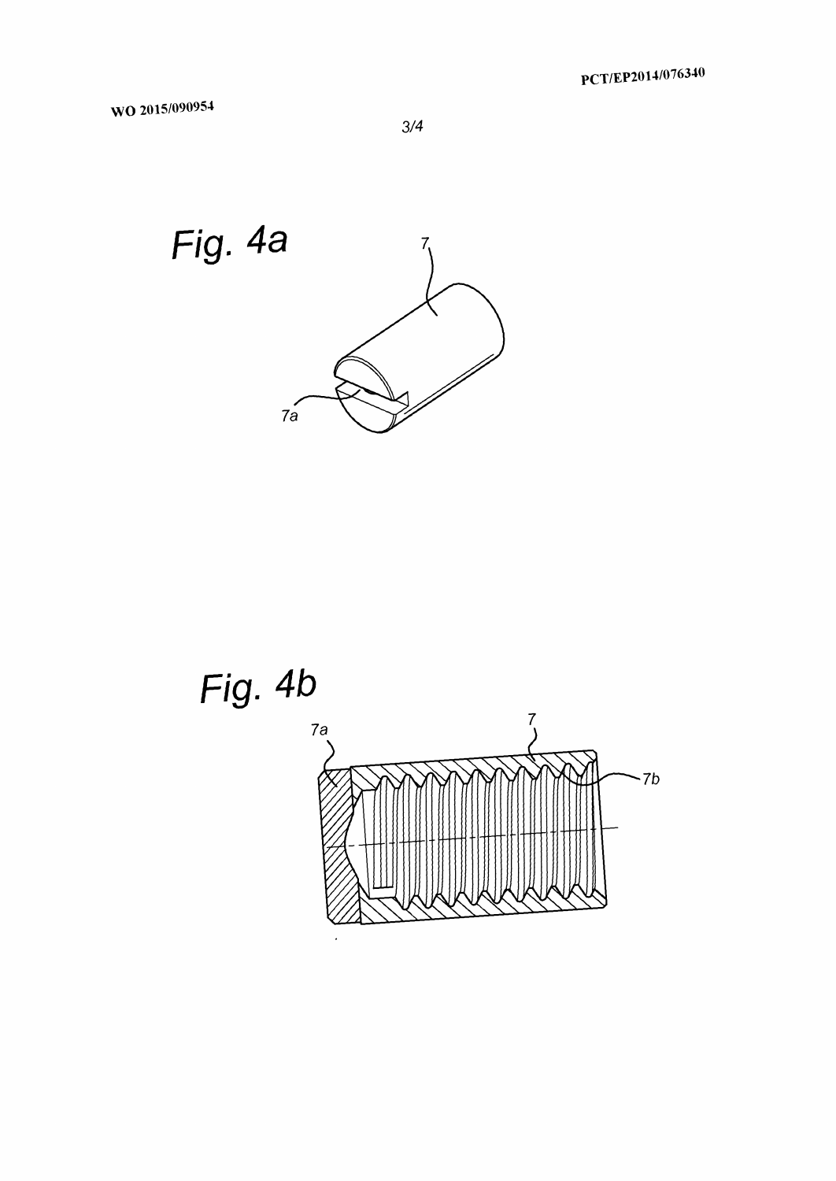Fig. 4a

7

7a

Fig. 4b

7a

7

7b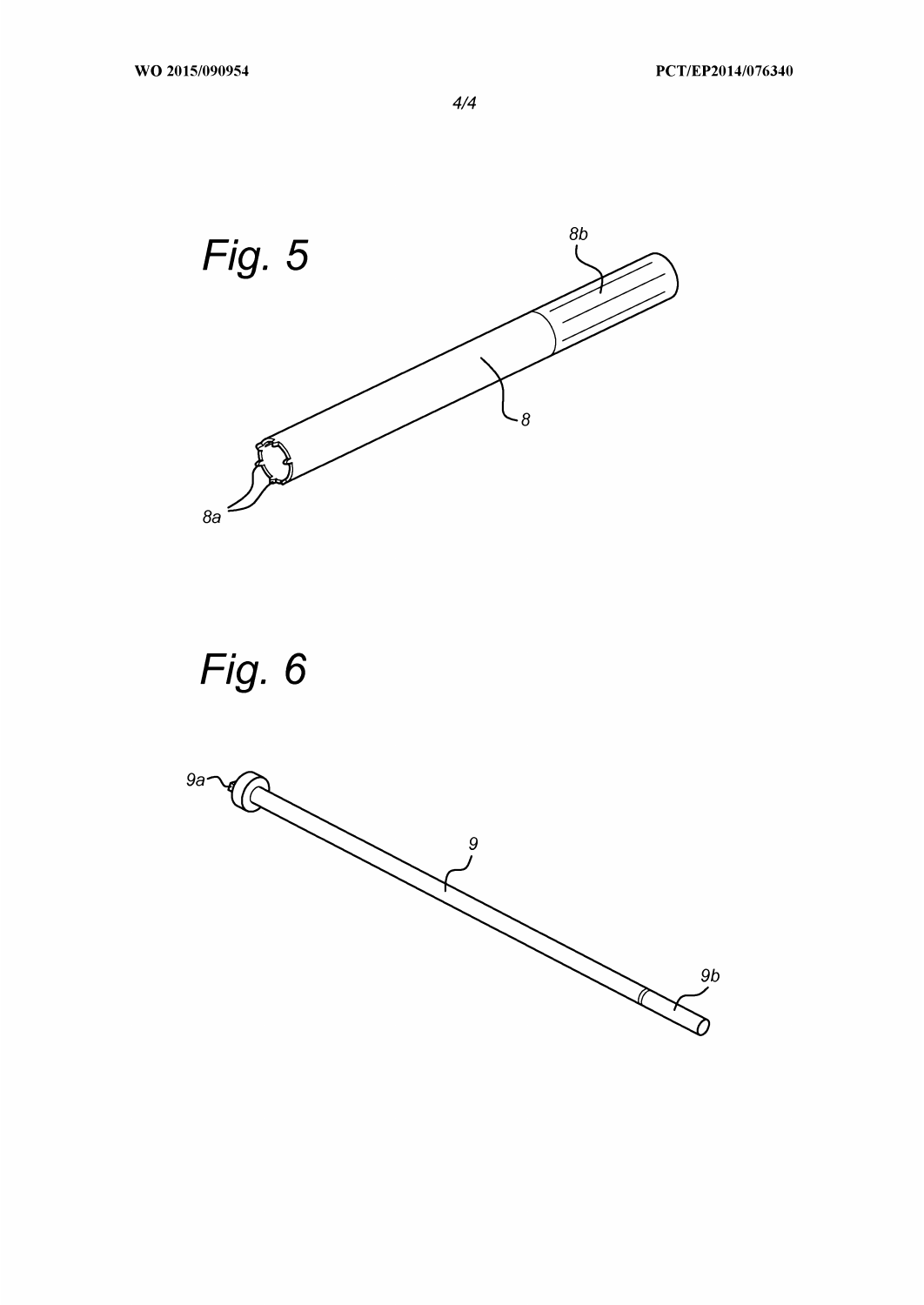Fig. 5

8b

8

8a

Fig. 6

9a

9

9b